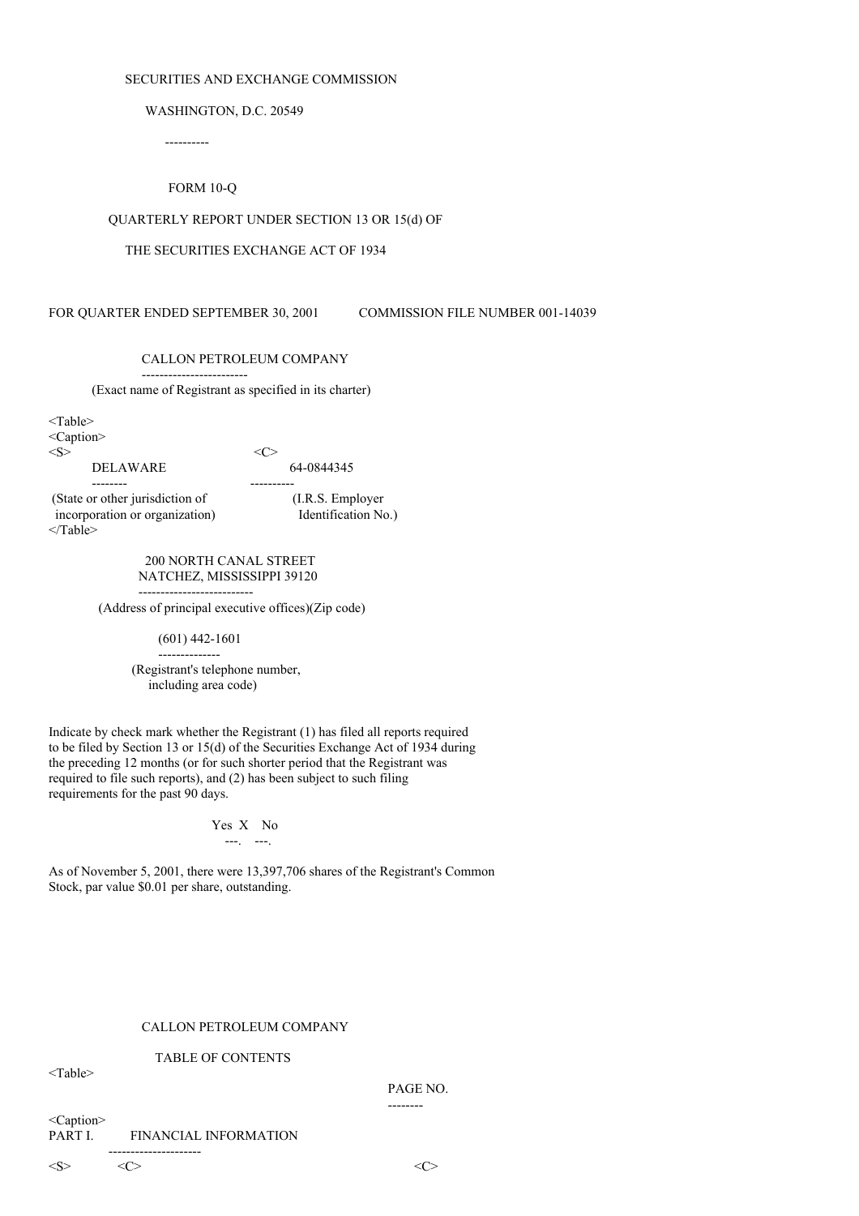SECURITIES AND EXCHANGE COMMISSION

WASHINGTON, D.C. 20549

----------

FORM 10-Q

QUARTERLY REPORT UNDER SECTION 13 OR 15(d) OF

THE SECURITIES EXCHANGE ACT OF 1934

FOR QUARTER ENDED SEPTEMBER 30, 2001 COMMISSION FILE NUMBER 001-14039

CALLON PETROLEUM COMPANY

(Exact name of Registrant as specified in its charter)

| DELAWARE | 64-0844345 |
|---|---|
| (State or other jurisdiction of incorporation or organization) | (I.R.S. Employer Identification No.) |

200 NORTH CANAL STREET
NATCHEZ, MISSISSIPPI 39120

(Address of principal executive offices)(Zip code)

(601) 442-1601

(Registrant's telephone number, including area code)

Indicate by check mark whether the Registrant (1) has filed all reports required to be filed by Section 13 or 15(d) of the Securities Exchange Act of 1934 during the preceding 12 months (or for such shorter period that the Registrant was required to file such reports), and (2) has been subject to such filing requirements for the past 90 days.

Yes X No

As of November 5, 2001, there were 13,397,706 shares of the Registrant's Common Stock, par value $0.01 per share, outstanding.

CALLON PETROLEUM COMPANY

TABLE OF CONTENTS

| | | PAGE NO. |
|---|---|---|
| PART I. | FINANCIAL INFORMATION | |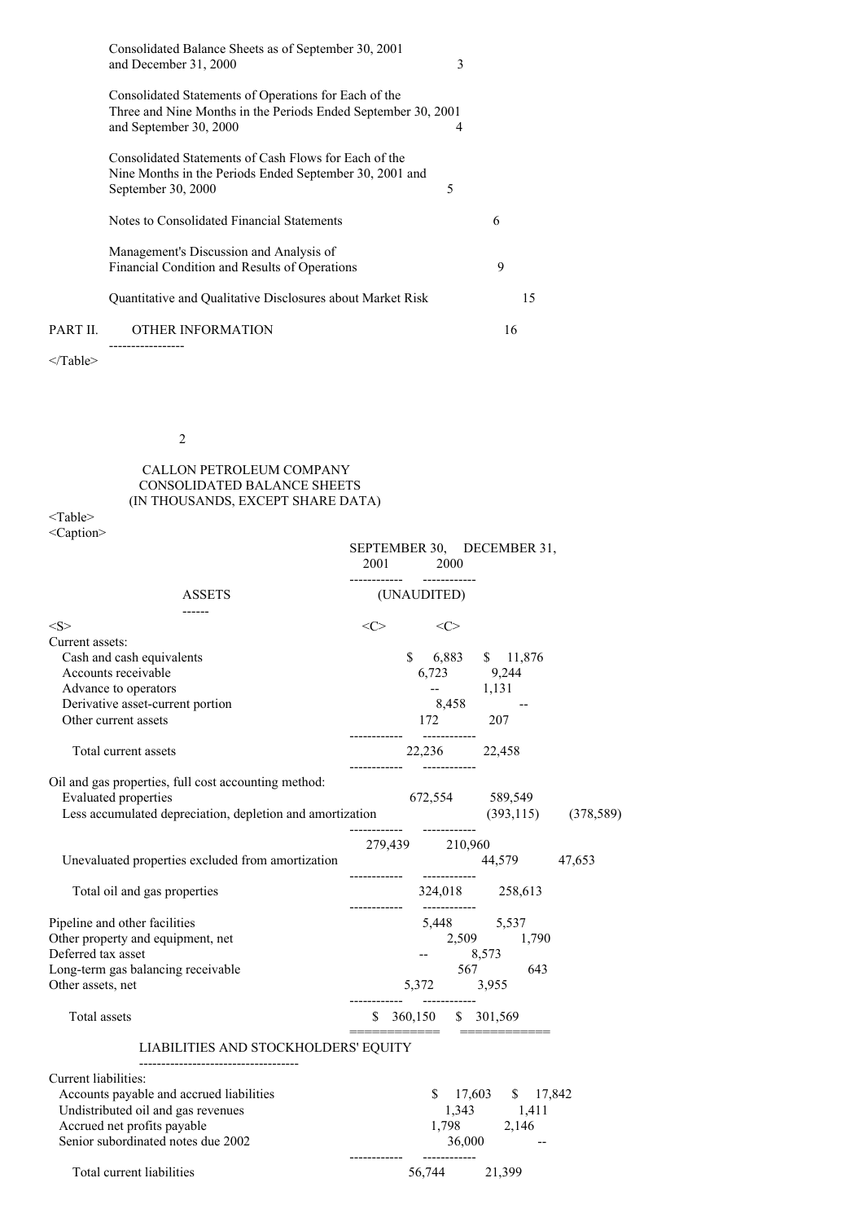| | |
|---|---|
| Consolidated Balance Sheets as of September 30, 2001 and December 31, 2000 | 3 |
| Consolidated Statements of Operations for Each of the Three and Nine Months in the Periods Ended September 30, 2001 and September 30, 2000 | 4 |
| Consolidated Statements of Cash Flows for Each of the Nine Months in the Periods Ended September 30, 2001 and September 30, 2000 | 5 |
| Notes to Consolidated Financial Statements | 6 |
| Management's Discussion and Analysis of Financial Condition and Results of Operations | 9 |
| Quantitative and Qualitative Disclosures about Market Risk | 15 |
| PART II. OTHER INFORMATION | 16 |

# CALLON PETROLEUM COMPANY
## CONSOLIDATED BALANCE SHEETS
### (IN THOUSANDS, EXCEPT SHARE DATA)

| | SEPTEMBER 30, 2001 | DECEMBER 31, 2000 |
|---|---|---|
| **ASSETS** | (UNAUDITED) | |
| Current assets: | | |
| Cash and cash equivalents | $ 6,883 | $ 11,876 |
| Accounts receivable | 6,723 | 9,244 |
| Advance to operators | -- | 1,131 |
| Derivative asset-current portion | 8,458 | -- |
| Other current assets | 172 | 207 |
| Total current assets | 22,236 | 22,458 |
| Oil and gas properties, full cost accounting method: | | |
| Evaluated properties | 672,554 | 589,549 |
| Less accumulated depreciation, depletion and amortization | (393,115) | (378,589) |
| | 279,439 | 210,960 |
| Unevaluated properties excluded from amortization | 44,579 | 47,653 |
| Total oil and gas properties | 324,018 | 258,613 |
| Pipeline and other facilities | 5,448 | 5,537 |
| Other property and equipment, net | 2,509 | 1,790 |
| Deferred tax asset | -- | 8,573 |
| Long-term gas balancing receivable | 567 | 643 |
| Other assets, net | 5,372 | 3,955 |
| Total assets | $ 360,150 | $ 301,569 |
| **LIABILITIES AND STOCKHOLDERS' EQUITY** | | |
| Current liabilities: | | |
| Accounts payable and accrued liabilities | $ 17,603 | $ 17,842 |
| Undistributed oil and gas revenues | 1,343 | 1,411 |
| Accrued net profits payable | 1,798 | 2,146 |
| Senior subordinated notes due 2002 | 36,000 | -- |
| Total current liabilities | 56,744 | 21,399 |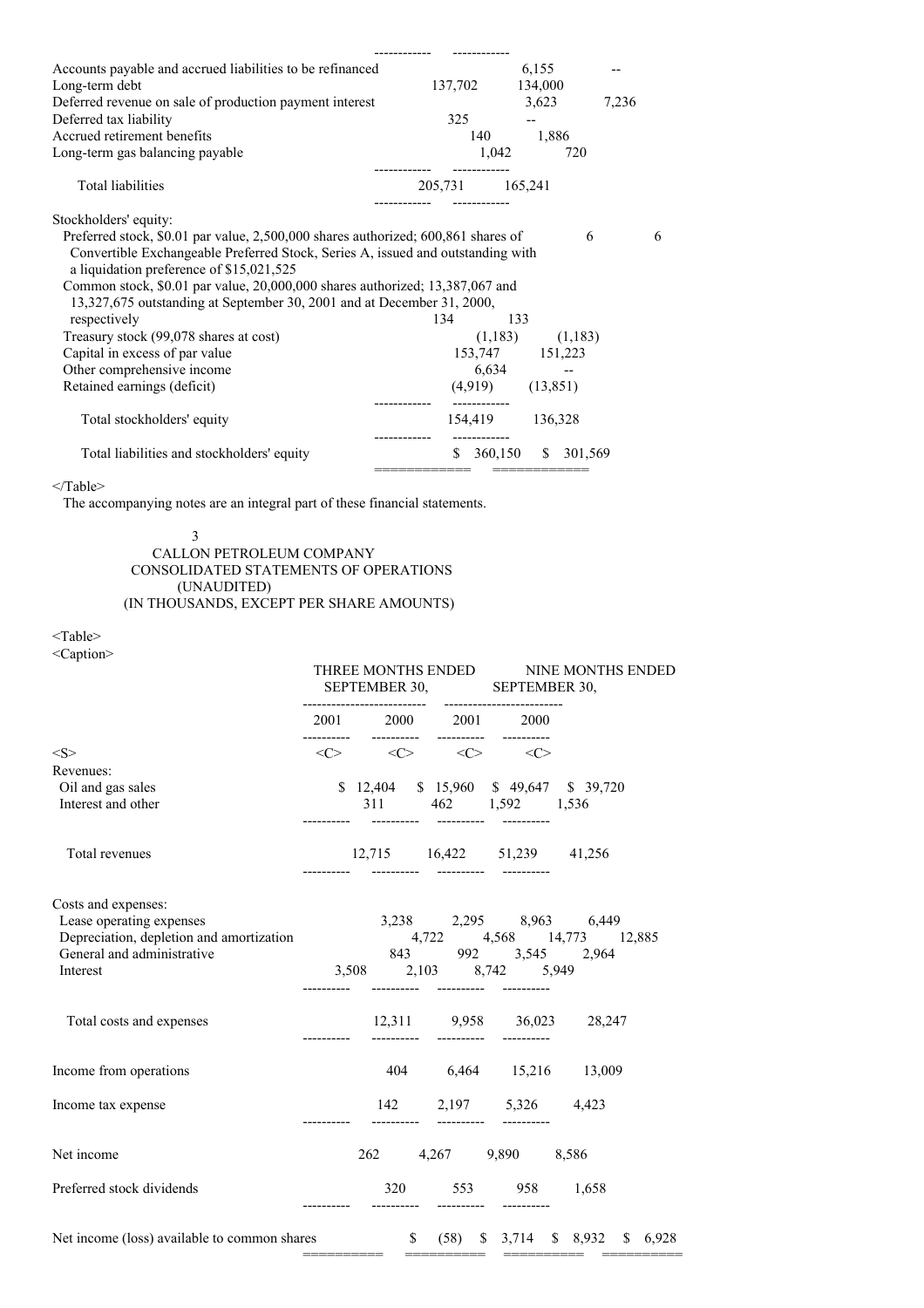| | | |
|---|---|---|
| Accounts payable and accrued liabilities to be refinanced | 6,155 | -- |
| Long-term debt | 137,702 | 134,000 |
| Deferred revenue on sale of production payment interest | 3,623 | 7,236 |
| Deferred tax liability | 325 | -- |
| Accrued retirement benefits | 140 | 1,886 |
| Long-term gas balancing payable | 1,042 | 720 |
| Total liabilities | 205,731 | 165,241 |
| Stockholders' equity: | | |
| Preferred stock, $0.01 par value, 2,500,000 shares authorized; 600,861 shares of Convertible Exchangeable Preferred Stock, Series A, issued and outstanding with a liquidation preference of $15,021,525 | 6 | 6 |
| Common stock, $0.01 par value, 20,000,000 shares authorized; 13,387,067 and 13,327,675 outstanding at September 30, 2001 and at December 31, 2000, respectively | 134 | 133 |
| Treasury stock (99,078 shares at cost) | (1,183) | (1,183) |
| Capital in excess of par value | 153,747 | 151,223 |
| Other comprehensive income | 6,634 | -- |
| Retained earnings (deficit) | (4,919) | (13,851) |
| Total stockholders' equity | 154,419 | 136,328 |
| Total liabilities and stockholders' equity | $ 360,150 | $ 301,569 |

The accompanying notes are an integral part of these financial statements.

## CALLON PETROLEUM COMPANY
## CONSOLIDATED STATEMENTS OF OPERATIONS
### (UNAUDITED)
### (IN THOUSANDS, EXCEPT PER SHARE AMOUNTS)

| | THREE MONTHS ENDED SEPTEMBER 30, | | NINE MONTHS ENDED SEPTEMBER 30, | |
|---|---|---|---|---|
| | 2001 | 2000 | 2001 | 2000 |
| Revenues: | | | | |
| Oil and gas sales | $ 12,404 | $ 15,960 | $ 49,647 | $ 39,720 |
| Interest and other | 311 | 462 | 1,592 | 1,536 |
| Total revenues | 12,715 | 16,422 | 51,239 | 41,256 |
| Costs and expenses: | | | | |
| Lease operating expenses | 3,238 | 2,295 | 8,963 | 6,449 |
| Depreciation, depletion and amortization | 4,722 | 4,568 | 14,773 | 12,885 |
| General and administrative | 843 | 992 | 3,545 | 2,964 |
| Interest | 3,508 | 2,103 | 8,742 | 5,949 |
| Total costs and expenses | 12,311 | 9,958 | 36,023 | 28,247 |
| Income from operations | 404 | 6,464 | 15,216 | 13,009 |
| Income tax expense | 142 | 2,197 | 5,326 | 4,423 |
| Net income | 262 | 4,267 | 9,890 | 8,586 |
| Preferred stock dividends | 320 | 553 | 958 | 1,658 |
| Net income (loss) available to common shares | $ (58) | $ 3,714 | $ 8,932 | $ 6,928 |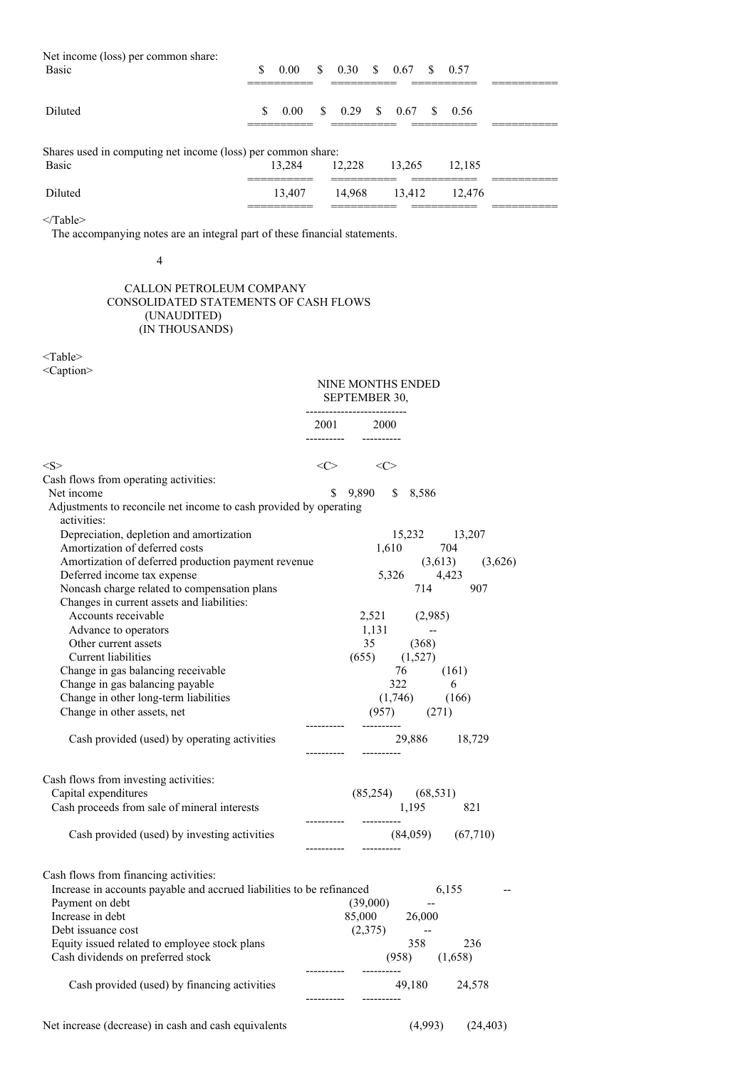| | | | | | |
|---|---|---|---|---|---|
| Net income (loss) per common share: | | | | | |
| Basic | $ 0.00 | $ 0.30 | $ 0.67 | $ 0.57 | |
| Diluted | $ 0.00 | $ 0.29 | $ 0.67 | $ 0.56 | |
| Shares used in computing net income (loss) per common share: | | | | | |
| Basic | 13,284 | 12,228 | 13,265 | 12,185 | |
| Diluted | 13,407 | 14,968 | 13,412 | 12,476 | |

The accompanying notes are an integral part of these financial statements.

CALLON PETROLEUM COMPANY
CONSOLIDATED STATEMENTS OF CASH FLOWS
(UNAUDITED)
(IN THOUSANDS)

| | NINE MONTHS ENDED SEPTEMBER 30, | |
|---|---|---|
| | 2001 | 2000 |
| Cash flows from operating activities: | | |
| Net income | $ 9,890 | $ 8,586 |
| Adjustments to reconcile net income to cash provided by operating activities: | | |
| Depreciation, depletion and amortization | 15,232 | 13,207 |
| Amortization of deferred costs | 1,610 | 704 |
| Amortization of deferred production payment revenue | (3,613) | (3,626) |
| Deferred income tax expense | 5,326 | 4,423 |
| Noncash charge related to compensation plans | 714 | 907 |
| Changes in current assets and liabilities: | | |
| Accounts receivable | 2,521 | (2,985) |
| Advance to operators | 1,131 | -- |
| Other current assets | 35 | (368) |
| Current liabilities | (655) | (1,527) |
| Change in gas balancing receivable | 76 | (161) |
| Change in gas balancing payable | 322 | 6 |
| Change in other long-term liabilities | (1,746) | (166) |
| Change in other assets, net | (957) | (271) |
| Cash provided (used) by operating activities | 29,886 | 18,729 |
| Cash flows from investing activities: | | |
| Capital expenditures | (85,254) | (68,531) |
| Cash proceeds from sale of mineral interests | 1,195 | 821 |
| Cash provided (used) by investing activities | (84,059) | (67,710) |
| Cash flows from financing activities: | | |
| Increase in accounts payable and accrued liabilities to be refinanced | 6,155 | -- |
| Payment on debt | (39,000) | -- |
| Increase in debt | 85,000 | 26,000 |
| Debt issuance cost | (2,375) | -- |
| Equity issued related to employee stock plans | 358 | 236 |
| Cash dividends on preferred stock | (958) | (1,658) |
| Cash provided (used) by financing activities | 49,180 | 24,578 |
| Net increase (decrease) in cash and cash equivalents | (4,993) | (24,403) |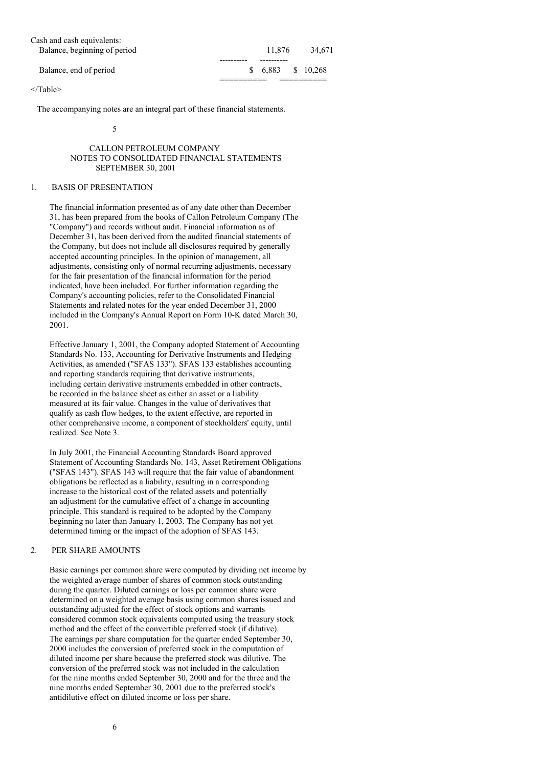| Cash and cash equivalents: | | |
|---|---|---|
| Balance, beginning of period | 11,876 | 34,671 |
| Balance, end of period | $ 6,883 | $ 10,268 |

The accompanying notes are an integral part of these financial statements.

# CALLON PETROLEUM COMPANY
## NOTES TO CONSOLIDATED FINANCIAL STATEMENTS
### SEPTEMBER 30, 2001

1. BASIS OF PRESENTATION

The financial information presented as of any date other than December 31, has been prepared from the books of Callon Petroleum Company (The "Company") and records without audit. Financial information as of December 31, has been derived from the audited financial statements of the Company, but does not include all disclosures required by generally accepted accounting principles. In the opinion of management, all adjustments, consisting only of normal recurring adjustments, necessary for the fair presentation of the financial information for the period indicated, have been included. For further information regarding the Company's accounting policies, refer to the Consolidated Financial Statements and related notes for the year ended December 31, 2000 included in the Company's Annual Report on Form 10-K dated March 30, 2001.

Effective January 1, 2001, the Company adopted Statement of Accounting Standards No. 133, Accounting for Derivative Instruments and Hedging Activities, as amended ("SFAS 133"). SFAS 133 establishes accounting and reporting standards requiring that derivative instruments, including certain derivative instruments embedded in other contracts, be recorded in the balance sheet as either an asset or a liability measured at its fair value. Changes in the value of derivatives that qualify as cash flow hedges, to the extent effective, are reported in other comprehensive income, a component of stockholders' equity, until realized. See Note 3.

In July 2001, the Financial Accounting Standards Board approved Statement of Accounting Standards No. 143, Asset Retirement Obligations ("SFAS 143"). SFAS 143 will require that the fair value of abandonment obligations be reflected as a liability, resulting in a corresponding increase to the historical cost of the related assets and potentially an adjustment for the cumulative effect of a change in accounting principle. This standard is required to be adopted by the Company beginning no later than January 1, 2003. The Company has not yet determined timing or the impact of the adoption of SFAS 143.

2. PER SHARE AMOUNTS

Basic earnings per common share were computed by dividing net income by the weighted average number of shares of common stock outstanding during the quarter. Diluted earnings or loss per common share were determined on a weighted average basis using common shares issued and outstanding adjusted for the effect of stock options and warrants considered common stock equivalents computed using the treasury stock method and the effect of the convertible preferred stock (if dilutive). The earnings per share computation for the quarter ended September 30, 2000 includes the conversion of preferred stock in the computation of diluted income per share because the preferred stock was dilutive. The conversion of the preferred stock was not included in the calculation for the nine months ended September 30, 2000 and for the three and the nine months ended September 30, 2001 due to the preferred stock's antidilutive effect on diluted income or loss per share.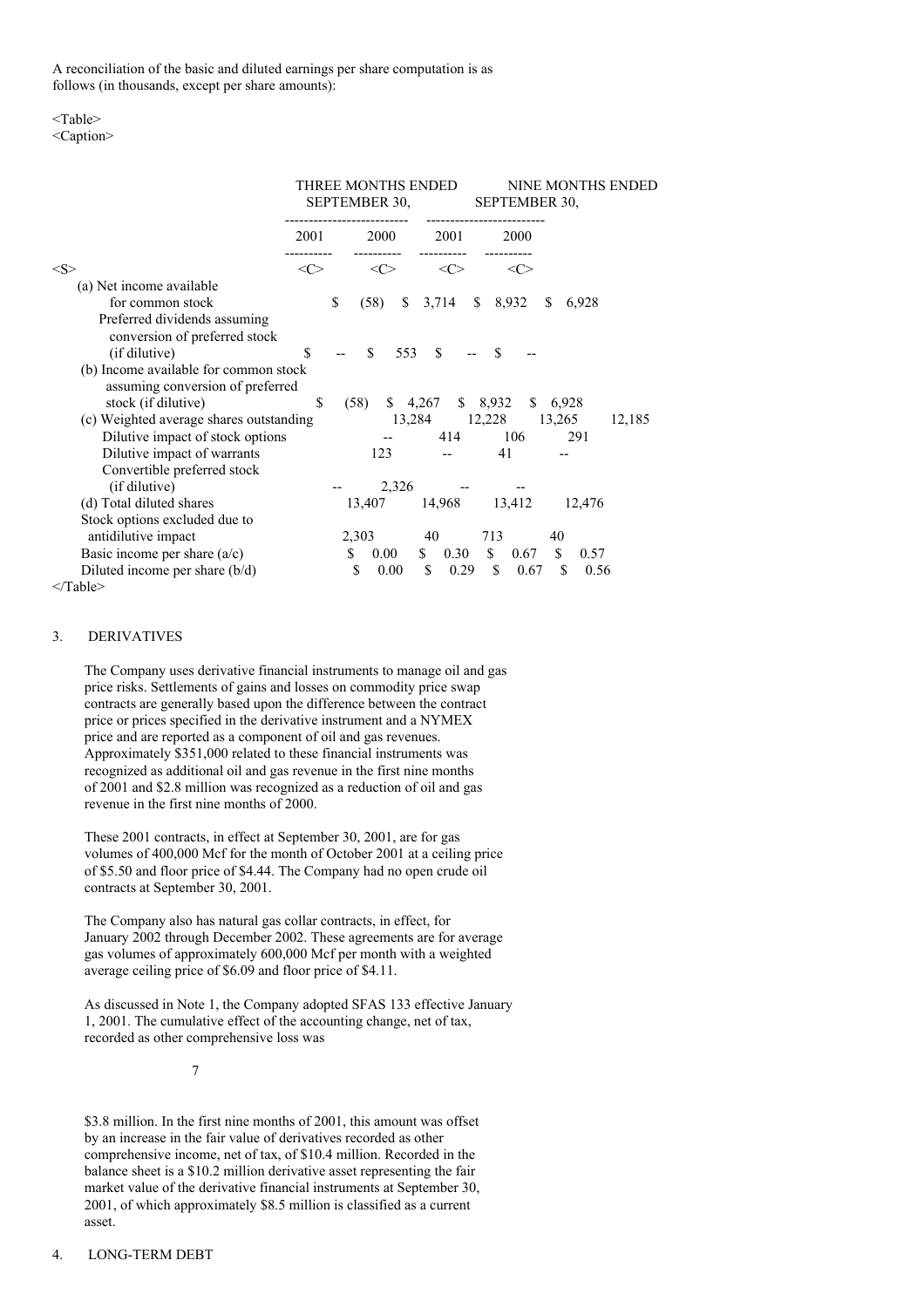A reconciliation of the basic and diluted earnings per share computation is as follows (in thousands, except per share amounts):

| | THREE MONTHS ENDED SEPTEMBER 30, | | NINE MONTHS ENDED SEPTEMBER 30, | |
|---|---|---|---|---|
| | 2001 | 2000 | 2001 | 2000 |
| (a) Net income available for common stock | $ (58) | $ 3,714 | $ 8,932 | $ 6,928 |
| Preferred dividends assuming conversion of preferred stock (if dilutive) | $ -- | $ 553 | $ -- | $ -- |
| (b) Income available for common stock assuming conversion of preferred stock (if dilutive) | $ (58) | $ 4,267 | $ 8,932 | $ 6,928 |
| (c) Weighted average shares outstanding | 13,284 | 12,228 | 13,265 | 12,185 |
| Dilutive impact of stock options | -- | 414 | 106 | 291 |
| Dilutive impact of warrants | 123 | -- | 41 | -- |
| Convertible preferred stock (if dilutive) | -- | 2,326 | -- | -- |
| (d) Total diluted shares | 13,407 | 14,968 | 13,412 | 12,476 |
| Stock options excluded due to antidilutive impact | 2,303 | 40 | 713 | 40 |
| Basic income per share (a/c) | $ 0.00 | $ 0.30 | $ 0.67 | $ 0.57 |
| Diluted income per share (b/d) | $ 0.00 | $ 0.29 | $ 0.67 | $ 0.56 |

3. DERIVATIVES

The Company uses derivative financial instruments to manage oil and gas price risks. Settlements of gains and losses on commodity price swap contracts are generally based upon the difference between the contract price or prices specified in the derivative instrument and a NYMEX price and are reported as a component of oil and gas revenues. Approximately $351,000 related to these financial instruments was recognized as additional oil and gas revenue in the first nine months of 2001 and $2.8 million was recognized as a reduction of oil and gas revenue in the first nine months of 2000.

These 2001 contracts, in effect at September 30, 2001, are for gas volumes of 400,000 Mcf for the month of October 2001 at a ceiling price of $5.50 and floor price of $4.44. The Company had no open crude oil contracts at September 30, 2001.

The Company also has natural gas collar contracts, in effect, for January 2002 through December 2002. These agreements are for average gas volumes of approximately 600,000 Mcf per month with a weighted average ceiling price of $6.09 and floor price of $4.11.

As discussed in Note 1, the Company adopted SFAS 133 effective January 1, 2001. The cumulative effect of the accounting change, net of tax, recorded as other comprehensive loss was $3.8 million. In the first nine months of 2001, this amount was offset by an increase in the fair value of derivatives recorded as other comprehensive income, net of tax, of $10.4 million. Recorded in the balance sheet is a $10.2 million derivative asset representing the fair market value of the derivative financial instruments at September 30, 2001, of which approximately $8.5 million is classified as a current asset.

4. LONG-TERM DEBT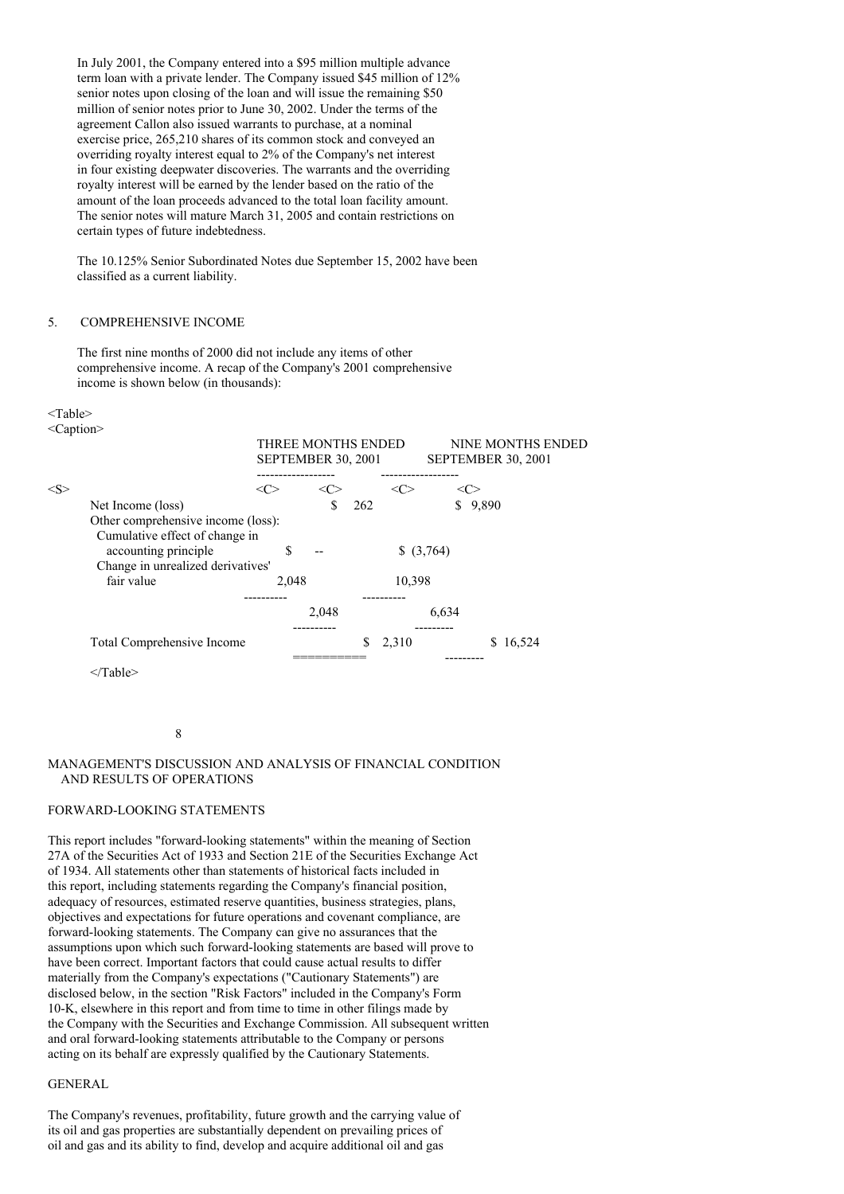In July 2001, the Company entered into a $95 million multiple advance term loan with a private lender. The Company issued $45 million of 12% senior notes upon closing of the loan and will issue the remaining $50 million of senior notes prior to June 30, 2002. Under the terms of the agreement Callon also issued warrants to purchase, at a nominal exercise price, 265,210 shares of its common stock and conveyed an overriding royalty interest equal to 2% of the Company's net interest in four existing deepwater discoveries. The warrants and the overriding royalty interest will be earned by the lender based on the ratio of the amount of the loan proceeds advanced to the total loan facility amount. The senior notes will mature March 31, 2005 and contain restrictions on certain types of future indebtedness.

The 10.125% Senior Subordinated Notes due September 15, 2002 have been classified as a current liability.

## 5. COMPREHENSIVE INCOME

The first nine months of 2000 did not include any items of other comprehensive income. A recap of the Company's 2001 comprehensive income is shown below (in thousands):

| | THREE MONTHS ENDED SEPTEMBER 30, 2001 | | NINE MONTHS ENDED SEPTEMBER 30, 2001 | |
|---|---|---|---|---|
| Net Income (loss) | | $ 262 | | $ 9,890 |
| Other comprehensive income (loss): | | | | |
| Cumulative effect of change in accounting principle | $ -- | | $ (3,764) | |
| Change in unrealized derivatives' fair value | 2,048 | | 10,398 | |
| | | 2,048 | | 6,634 |
| Total Comprehensive Income | | $ 2,310 | | $ 16,524 |

## MANAGEMENT'S DISCUSSION AND ANALYSIS OF FINANCIAL CONDITION AND RESULTS OF OPERATIONS

### FORWARD-LOOKING STATEMENTS

This report includes "forward-looking statements" within the meaning of Section 27A of the Securities Act of 1933 and Section 21E of the Securities Exchange Act of 1934. All statements other than statements of historical facts included in this report, including statements regarding the Company's financial position, adequacy of resources, estimated reserve quantities, business strategies, plans, objectives and expectations for future operations and covenant compliance, are forward-looking statements. The Company can give no assurances that the assumptions upon which such forward-looking statements are based will prove to have been correct. Important factors that could cause actual results to differ materially from the Company's expectations ("Cautionary Statements") are disclosed below, in the section "Risk Factors" included in the Company's Form 10-K, elsewhere in this report and from time to time in other filings made by the Company with the Securities and Exchange Commission. All subsequent written and oral forward-looking statements attributable to the Company or persons acting on its behalf are expressly qualified by the Cautionary Statements.

### GENERAL

The Company's revenues, profitability, future growth and the carrying value of its oil and gas properties are substantially dependent on prevailing prices of oil and gas and its ability to find, develop and acquire additional oil and gas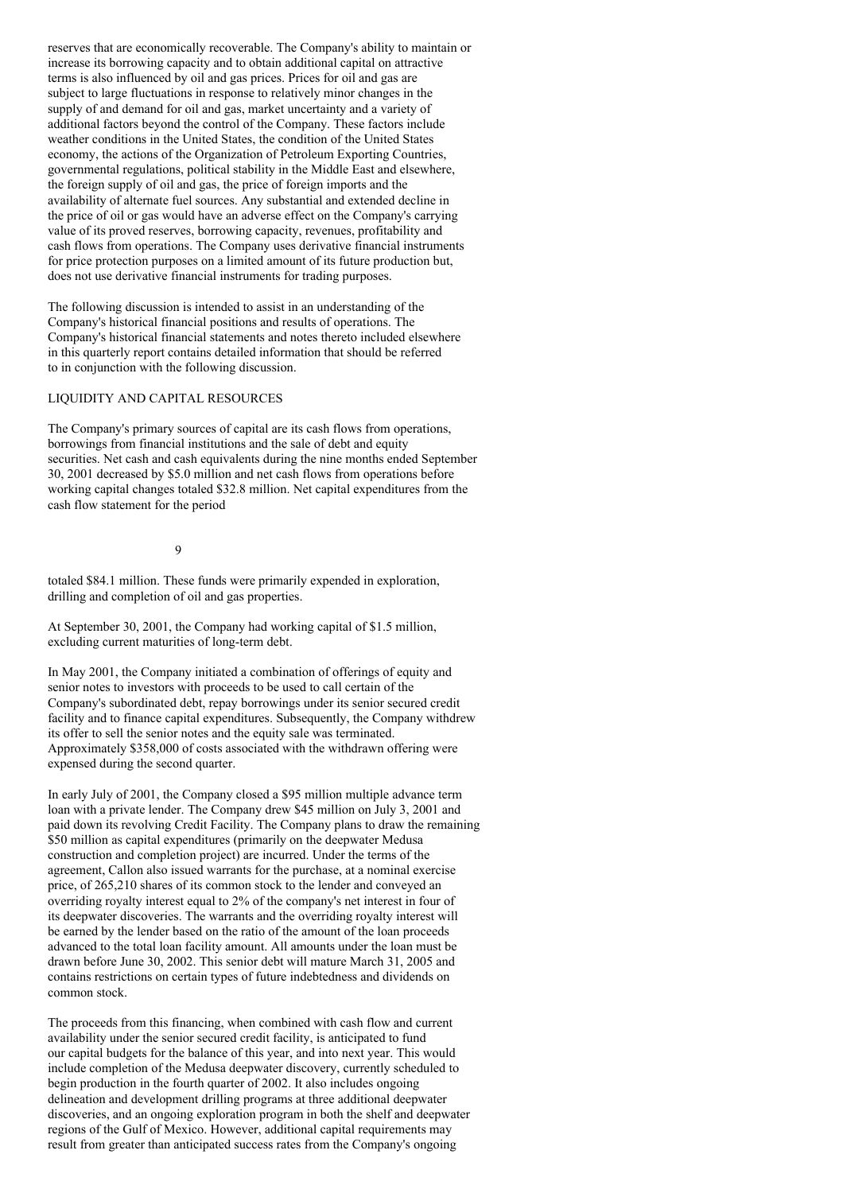reserves that are economically recoverable. The Company's ability to maintain or increase its borrowing capacity and to obtain additional capital on attractive terms is also influenced by oil and gas prices. Prices for oil and gas are subject to large fluctuations in response to relatively minor changes in the supply of and demand for oil and gas, market uncertainty and a variety of additional factors beyond the control of the Company. These factors include weather conditions in the United States, the condition of the United States economy, the actions of the Organization of Petroleum Exporting Countries, governmental regulations, political stability in the Middle East and elsewhere, the foreign supply of oil and gas, the price of foreign imports and the availability of alternate fuel sources. Any substantial and extended decline in the price of oil or gas would have an adverse effect on the Company's carrying value of its proved reserves, borrowing capacity, revenues, profitability and cash flows from operations. The Company uses derivative financial instruments for price protection purposes on a limited amount of its future production but, does not use derivative financial instruments for trading purposes.

The following discussion is intended to assist in an understanding of the Company's historical financial positions and results of operations. The Company's historical financial statements and notes thereto included elsewhere in this quarterly report contains detailed information that should be referred to in conjunction with the following discussion.

## LIQUIDITY AND CAPITAL RESOURCES

The Company's primary sources of capital are its cash flows from operations, borrowings from financial institutions and the sale of debt and equity securities. Net cash and cash equivalents during the nine months ended September 30, 2001 decreased by $5.0 million and net cash flows from operations before working capital changes totaled $32.8 million. Net capital expenditures from the cash flow statement for the period totaled $84.1 million. These funds were primarily expended in exploration, drilling and completion of oil and gas properties.

At September 30, 2001, the Company had working capital of $1.5 million, excluding current maturities of long-term debt.

In May 2001, the Company initiated a combination of offerings of equity and senior notes to investors with proceeds to be used to call certain of the Company's subordinated debt, repay borrowings under its senior secured credit facility and to finance capital expenditures. Subsequently, the Company withdrew its offer to sell the senior notes and the equity sale was terminated. Approximately $358,000 of costs associated with the withdrawn offering were expensed during the second quarter.

In early July of 2001, the Company closed a $95 million multiple advance term loan with a private lender. The Company drew $45 million on July 3, 2001 and paid down its revolving Credit Facility. The Company plans to draw the remaining $50 million as capital expenditures (primarily on the deepwater Medusa construction and completion project) are incurred. Under the terms of the agreement, Callon also issued warrants for the purchase, at a nominal exercise price, of 265,210 shares of its common stock to the lender and conveyed an overriding royalty interest equal to 2% of the company's net interest in four of its deepwater discoveries. The warrants and the overriding royalty interest will be earned by the lender based on the ratio of the amount of the loan proceeds advanced to the total loan facility amount. All amounts under the loan must be drawn before June 30, 2002. This senior debt will mature March 31, 2005 and contains restrictions on certain types of future indebtedness and dividends on common stock.

The proceeds from this financing, when combined with cash flow and current availability under the senior secured credit facility, is anticipated to fund our capital budgets for the balance of this year, and into next year. This would include completion of the Medusa deepwater discovery, currently scheduled to begin production in the fourth quarter of 2002. It also includes ongoing delineation and development drilling programs at three additional deepwater discoveries, and an ongoing exploration program in both the shelf and deepwater regions of the Gulf of Mexico. However, additional capital requirements may result from greater than anticipated success rates from the Company's ongoing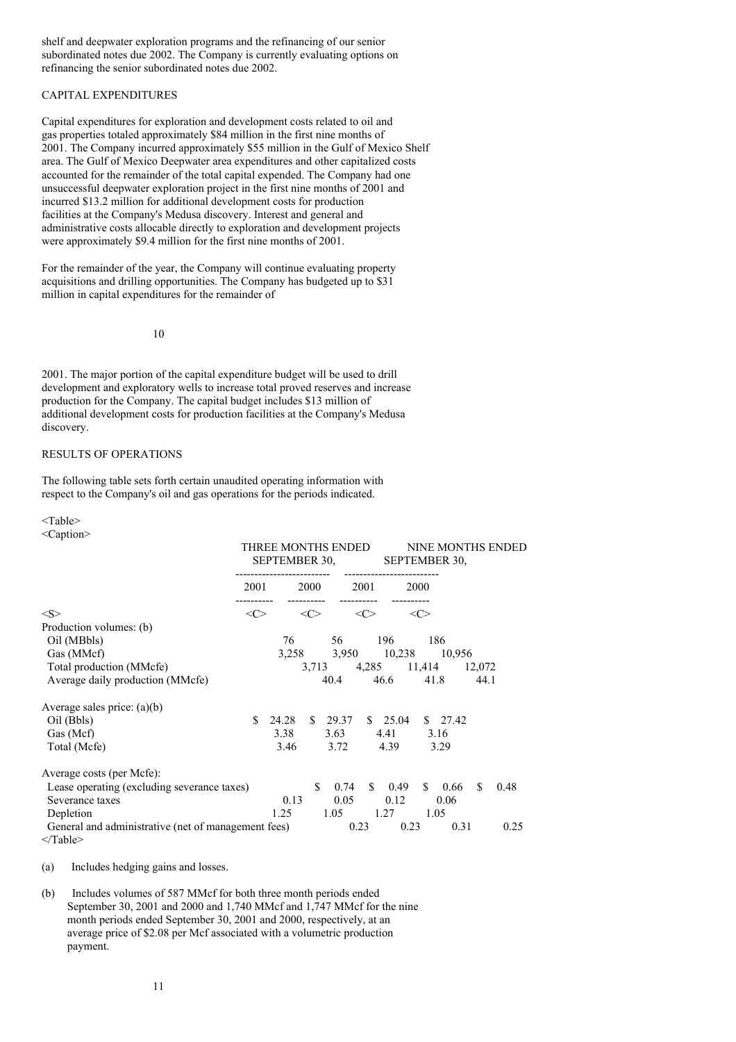shelf and deepwater exploration programs and the refinancing of our senior subordinated notes due 2002. The Company is currently evaluating options on refinancing the senior subordinated notes due 2002.

CAPITAL EXPENDITURES

Capital expenditures for exploration and development costs related to oil and gas properties totaled approximately $84 million in the first nine months of 2001. The Company incurred approximately $55 million in the Gulf of Mexico Shelf area. The Gulf of Mexico Deepwater area expenditures and other capitalized costs accounted for the remainder of the total capital expended. The Company had one unsuccessful deepwater exploration project in the first nine months of 2001 and incurred $13.2 million for additional development costs for production facilities at the Company's Medusa discovery. Interest and general and administrative costs allocable directly to exploration and development projects were approximately $9.4 million for the first nine months of 2001.

For the remainder of the year, the Company will continue evaluating property acquisitions and drilling opportunities. The Company has budgeted up to $31 million in capital expenditures for the remainder of 2001. The major portion of the capital expenditure budget will be used to drill development and exploratory wells to increase total proved reserves and increase production for the Company. The capital budget includes $13 million of additional development costs for production facilities at the Company's Medusa discovery.

RESULTS OF OPERATIONS

The following table sets forth certain unaudited operating information with respect to the Company's oil and gas operations for the periods indicated.

| | THREE MONTHS ENDED SEPTEMBER 30, | | NINE MONTHS ENDED SEPTEMBER 30, | |
|---|---|---|---|---|
| | 2001 | 2000 | 2001 | 2000 |
| Production volumes: (b) | | | | |
| Oil (MBbls) | 76 | 56 | 196 | 186 |
| Gas (MMcf) | 3,258 | 3,950 | 10,238 | 10,956 |
| Total production (MMcfe) | 3,713 | 4,285 | 11,414 | 12,072 |
| Average daily production (MMcfe) | 40.4 | 46.6 | 41.8 | 44.1 |
| Average sales price: (a)(b) | | | | |
| Oil (Bbls) | $ 24.28 | $ 29.37 | $ 25.04 | $ 27.42 |
| Gas (Mcf) | 3.38 | 3.63 | 4.41 | 3.16 |
| Total (Mcfe) | 3.46 | 3.72 | 4.39 | 3.29 |
| Average costs (per Mcfe): | | | | |
| Lease operating (excluding severance taxes) | $ 0.74 | $ 0.49 | $ 0.66 | $ 0.48 |
| Severance taxes | 0.13 | 0.05 | 0.12 | 0.06 |
| Depletion | 1.25 | 1.05 | 1.27 | 1.05 |
| General and administrative (net of management fees) | 0.23 | 0.23 | 0.31 | 0.25 |

(a) Includes hedging gains and losses.

(b) Includes volumes of 587 MMcf for both three month periods ended September 30, 2001 and 2000 and 1,740 MMcf and 1,747 MMcf for the nine month periods ended September 30, 2001 and 2000, respectively, at an average price of $2.08 per Mcf associated with a volumetric production payment.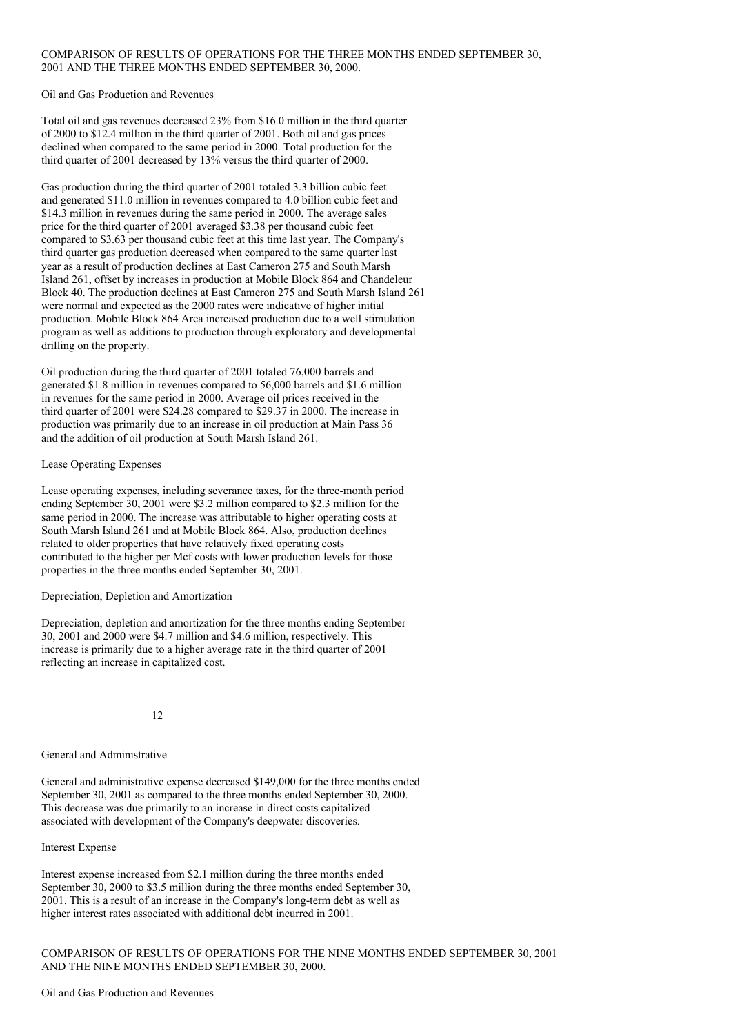## COMPARISON OF RESULTS OF OPERATIONS FOR THE THREE MONTHS ENDED SEPTEMBER 30, 2001 AND THE THREE MONTHS ENDED SEPTEMBER 30, 2000.

### Oil and Gas Production and Revenues

Total oil and gas revenues decreased 23% from $16.0 million in the third quarter of 2000 to $12.4 million in the third quarter of 2001. Both oil and gas prices declined when compared to the same period in 2000. Total production for the third quarter of 2001 decreased by 13% versus the third quarter of 2000.

Gas production during the third quarter of 2001 totaled 3.3 billion cubic feet and generated $11.0 million in revenues compared to 4.0 billion cubic feet and $14.3 million in revenues during the same period in 2000. The average sales price for the third quarter of 2001 averaged $3.38 per thousand cubic feet compared to $3.63 per thousand cubic feet at this time last year. The Company's third quarter gas production decreased when compared to the same quarter last year as a result of production declines at East Cameron 275 and South Marsh Island 261, offset by increases in production at Mobile Block 864 and Chandeleur Block 40. The production declines at East Cameron 275 and South Marsh Island 261 were normal and expected as the 2000 rates were indicative of higher initial production. Mobile Block 864 Area increased production due to a well stimulation program as well as additions to production through exploratory and developmental drilling on the property.

Oil production during the third quarter of 2001 totaled 76,000 barrels and generated $1.8 million in revenues compared to 56,000 barrels and $1.6 million in revenues for the same period in 2000. Average oil prices received in the third quarter of 2001 were $24.28 compared to $29.37 in 2000. The increase in production was primarily due to an increase in oil production at Main Pass 36 and the addition of oil production at South Marsh Island 261.

### Lease Operating Expenses

Lease operating expenses, including severance taxes, for the three-month period ending September 30, 2001 were $3.2 million compared to $2.3 million for the same period in 2000. The increase was attributable to higher operating costs at South Marsh Island 261 and at Mobile Block 864. Also, production declines related to older properties that have relatively fixed operating costs contributed to the higher per Mcf costs with lower production levels for those properties in the three months ended September 30, 2001.

### Depreciation, Depletion and Amortization

Depreciation, depletion and amortization for the three months ending September 30, 2001 and 2000 were $4.7 million and $4.6 million, respectively. This increase is primarily due to a higher average rate in the third quarter of 2001 reflecting an increase in capitalized cost.

### General and Administrative

General and administrative expense decreased $149,000 for the three months ended September 30, 2001 as compared to the three months ended September 30, 2000. This decrease was due primarily to an increase in direct costs capitalized associated with development of the Company's deepwater discoveries.

### Interest Expense

Interest expense increased from $2.1 million during the three months ended September 30, 2000 to $3.5 million during the three months ended September 30, 2001. This is a result of an increase in the Company's long-term debt as well as higher interest rates associated with additional debt incurred in 2001.

## COMPARISON OF RESULTS OF OPERATIONS FOR THE NINE MONTHS ENDED SEPTEMBER 30, 2001 AND THE NINE MONTHS ENDED SEPTEMBER 30, 2000.

### Oil and Gas Production and Revenues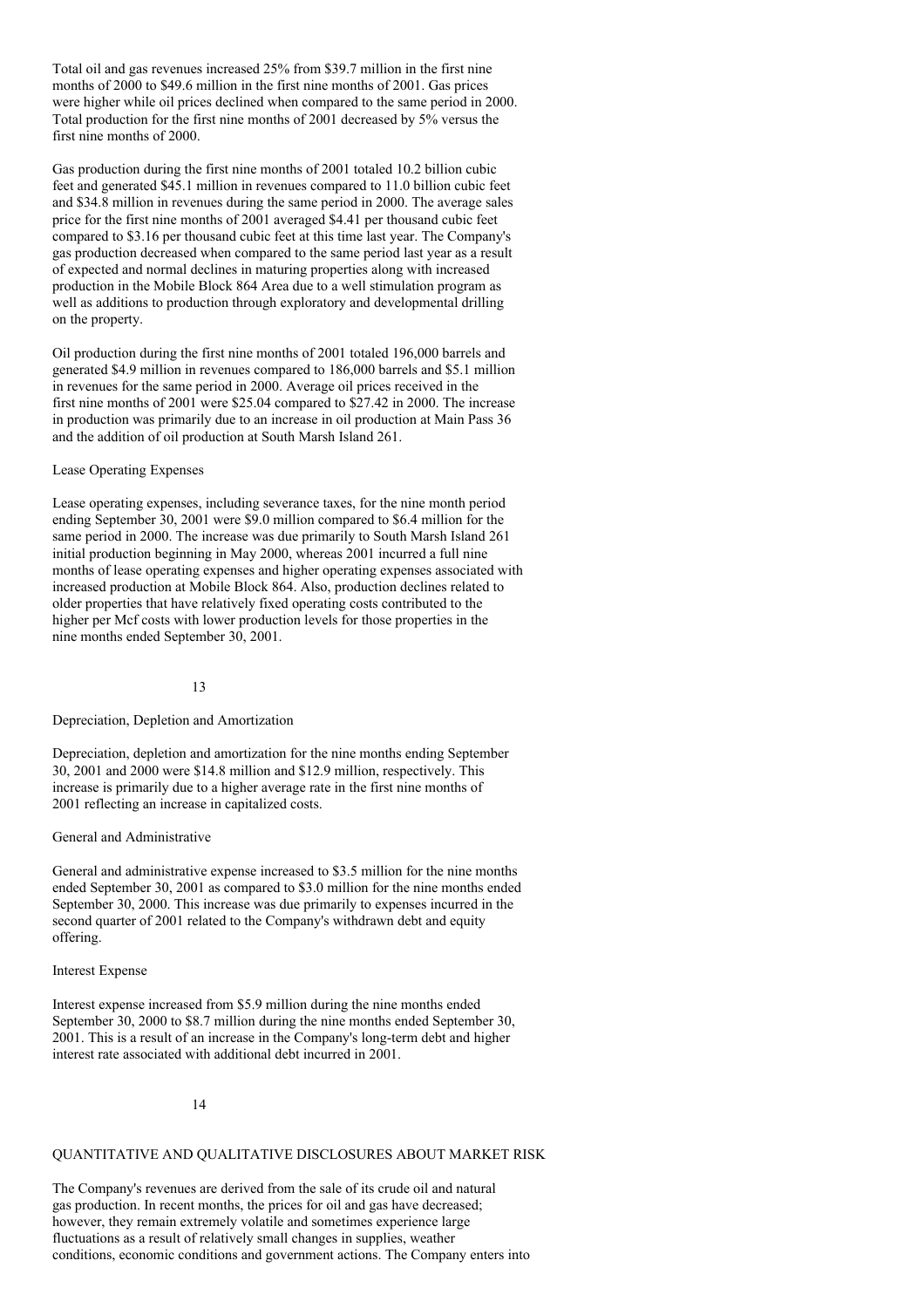Total oil and gas revenues increased 25% from $39.7 million in the first nine months of 2000 to $49.6 million in the first nine months of 2001. Gas prices were higher while oil prices declined when compared to the same period in 2000. Total production for the first nine months of 2001 decreased by 5% versus the first nine months of 2000.

Gas production during the first nine months of 2001 totaled 10.2 billion cubic feet and generated $45.1 million in revenues compared to 11.0 billion cubic feet and $34.8 million in revenues during the same period in 2000. The average sales price for the first nine months of 2001 averaged $4.41 per thousand cubic feet compared to $3.16 per thousand cubic feet at this time last year. The Company's gas production decreased when compared to the same period last year as a result of expected and normal declines in maturing properties along with increased production in the Mobile Block 864 Area due to a well stimulation program as well as additions to production through exploratory and developmental drilling on the property.

Oil production during the first nine months of 2001 totaled 196,000 barrels and generated $4.9 million in revenues compared to 186,000 barrels and $5.1 million in revenues for the same period in 2000. Average oil prices received in the first nine months of 2001 were $25.04 compared to $27.42 in 2000. The increase in production was primarily due to an increase in oil production at Main Pass 36 and the addition of oil production at South Marsh Island 261.

Lease Operating Expenses

Lease operating expenses, including severance taxes, for the nine month period ending September 30, 2001 were $9.0 million compared to $6.4 million for the same period in 2000. The increase was due primarily to South Marsh Island 261 initial production beginning in May 2000, whereas 2001 incurred a full nine months of lease operating expenses and higher operating expenses associated with increased production at Mobile Block 864. Also, production declines related to older properties that have relatively fixed operating costs contributed to the higher per Mcf costs with lower production levels for those properties in the nine months ended September 30, 2001.

Depreciation, Depletion and Amortization

Depreciation, depletion and amortization for the nine months ending September 30, 2001 and 2000 were $14.8 million and $12.9 million, respectively. This increase is primarily due to a higher average rate in the first nine months of 2001 reflecting an increase in capitalized costs.

General and Administrative

General and administrative expense increased to $3.5 million for the nine months ended September 30, 2001 as compared to $3.0 million for the nine months ended September 30, 2000. This increase was due primarily to expenses incurred in the second quarter of 2001 related to the Company's withdrawn debt and equity offering.

Interest Expense

Interest expense increased from $5.9 million during the nine months ended September 30, 2000 to $8.7 million during the nine months ended September 30, 2001. This is a result of an increase in the Company's long-term debt and higher interest rate associated with additional debt incurred in 2001.

QUANTITATIVE AND QUALITATIVE DISCLOSURES ABOUT MARKET RISK

The Company's revenues are derived from the sale of its crude oil and natural gas production. In recent months, the prices for oil and gas have decreased; however, they remain extremely volatile and sometimes experience large fluctuations as a result of relatively small changes in supplies, weather conditions, economic conditions and government actions. The Company enters into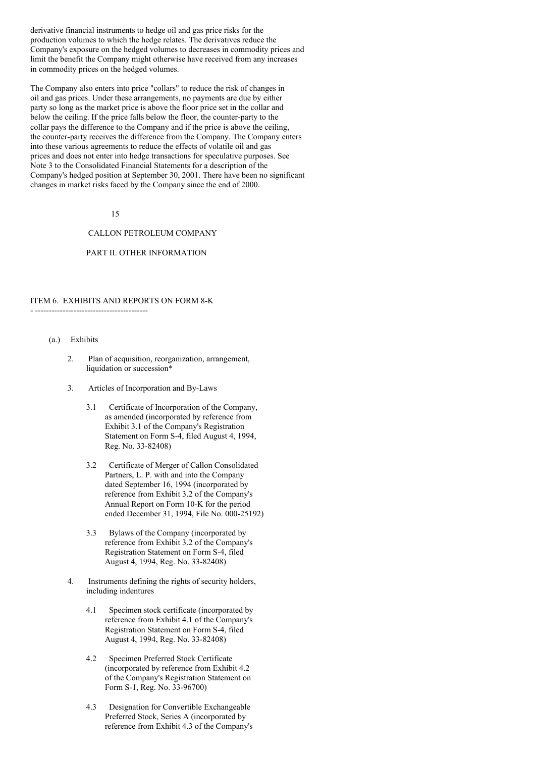derivative financial instruments to hedge oil and gas price risks for the production volumes to which the hedge relates. The derivatives reduce the Company's exposure on the hedged volumes to decreases in commodity prices and limit the benefit the Company might otherwise have received from any increases in commodity prices on the hedged volumes.

The Company also enters into price "collars" to reduce the risk of changes in oil and gas prices. Under these arrangements, no payments are due by either party so long as the market price is above the floor price set in the collar and below the ceiling. If the price falls below the floor, the counter-party to the collar pays the difference to the Company and if the price is above the ceiling, the counter-party receives the difference from the Company. The Company enters into these various agreements to reduce the effects of volatile oil and gas prices and does not enter into hedge transactions for speculative purposes. See Note 3 to the Consolidated Financial Statements for a description of the Company's hedged position at September 30, 2001. There have been no significant changes in market risks faced by the Company since the end of 2000.

CALLON PETROLEUM COMPANY

PART II. OTHER INFORMATION

## ITEM 6. EXHIBITS AND REPORTS ON FORM 8-K

(a.) Exhibits

2. Plan of acquisition, reorganization, arrangement, liquidation or succession*

3. Articles of Incorporation and By-Laws

   3.1 Certificate of Incorporation of the Company, as amended (incorporated by reference from Exhibit 3.1 of the Company's Registration Statement on Form S-4, filed August 4, 1994, Reg. No. 33-82408)

   3.2 Certificate of Merger of Callon Consolidated Partners, L. P. with and into the Company dated September 16, 1994 (incorporated by reference from Exhibit 3.2 of the Company's Annual Report on Form 10-K for the period ended December 31, 1994, File No. 000-25192)

   3.3 Bylaws of the Company (incorporated by reference from Exhibit 3.2 of the Company's Registration Statement on Form S-4, filed August 4, 1994, Reg. No. 33-82408)

4. Instruments defining the rights of security holders, including indentures

   4.1 Specimen stock certificate (incorporated by reference from Exhibit 4.1 of the Company's Registration Statement on Form S-4, filed August 4, 1994, Reg. No. 33-82408)

   4.2 Specimen Preferred Stock Certificate (incorporated by reference from Exhibit 4.2 of the Company's Registration Statement on Form S-1, Reg. No. 33-96700)

   4.3 Designation for Convertible Exchangeable Preferred Stock, Series A (incorporated by reference from Exhibit 4.3 of the Company's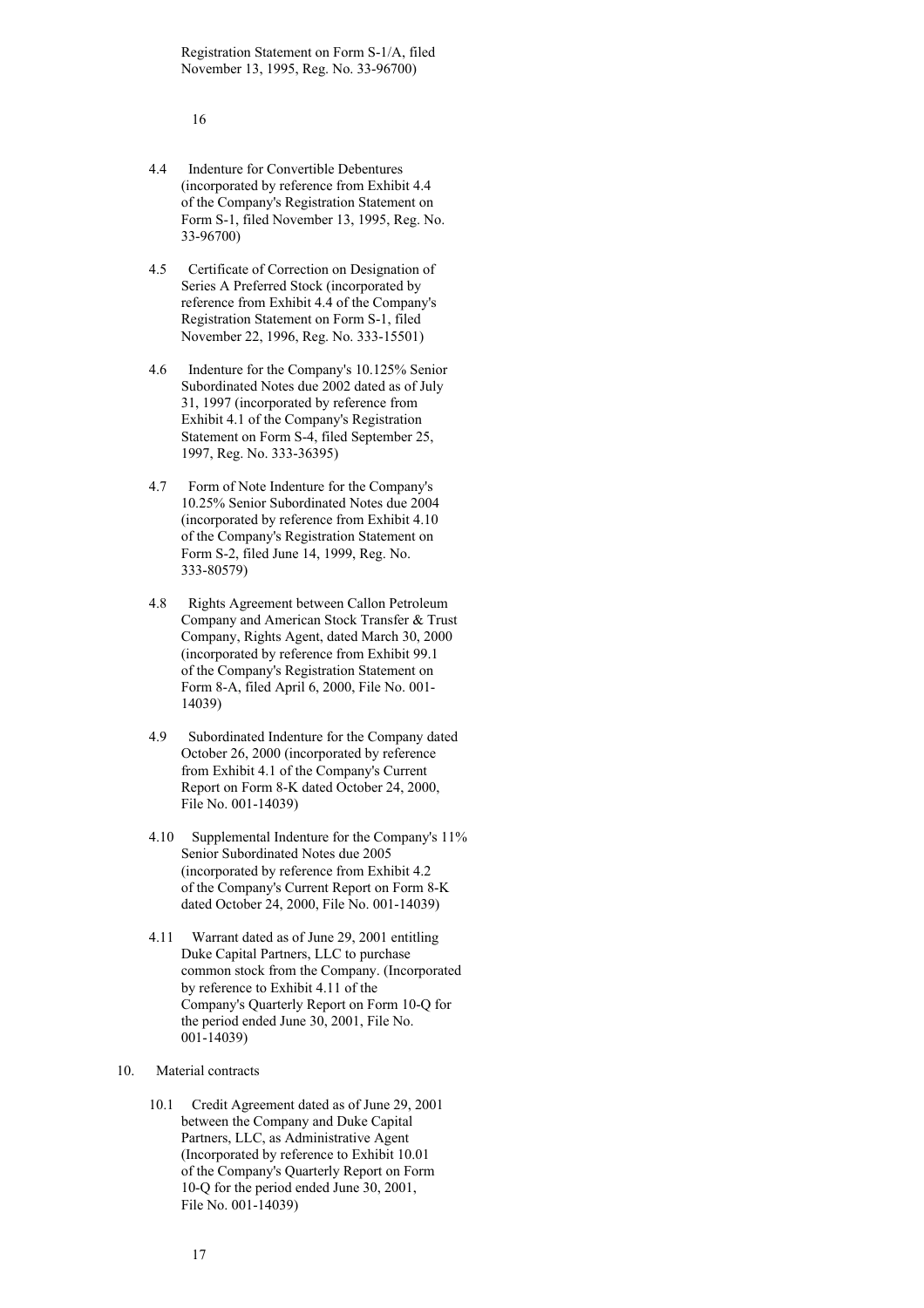Registration Statement on Form S-1/A, filed November 13, 1995, Reg. No. 33-96700)

- 4.4 Indenture for Convertible Debentures (incorporated by reference from Exhibit 4.4 of the Company's Registration Statement on Form S-1, filed November 13, 1995, Reg. No. 33-96700)

- 4.5 Certificate of Correction on Designation of Series A Preferred Stock (incorporated by reference from Exhibit 4.4 of the Company's Registration Statement on Form S-1, filed November 22, 1996, Reg. No. 333-15501)

- 4.6 Indenture for the Company's 10.125% Senior Subordinated Notes due 2002 dated as of July 31, 1997 (incorporated by reference from Exhibit 4.1 of the Company's Registration Statement on Form S-4, filed September 25, 1997, Reg. No. 333-36395)

- 4.7 Form of Note Indenture for the Company's 10.25% Senior Subordinated Notes due 2004 (incorporated by reference from Exhibit 4.10 of the Company's Registration Statement on Form S-2, filed June 14, 1999, Reg. No. 333-80579)

- 4.8 Rights Agreement between Callon Petroleum Company and American Stock Transfer & Trust Company, Rights Agent, dated March 30, 2000 (incorporated by reference from Exhibit 99.1 of the Company's Registration Statement on Form 8-A, filed April 6, 2000, File No. 001-14039)

- 4.9 Subordinated Indenture for the Company dated October 26, 2000 (incorporated by reference from Exhibit 4.1 of the Company's Current Report on Form 8-K dated October 24, 2000, File No. 001-14039)

- 4.10 Supplemental Indenture for the Company's 11% Senior Subordinated Notes due 2005 (incorporated by reference from Exhibit 4.2 of the Company's Current Report on Form 8-K dated October 24, 2000, File No. 001-14039)

- 4.11 Warrant dated as of June 29, 2001 entitling Duke Capital Partners, LLC to purchase common stock from the Company. (Incorporated by reference to Exhibit 4.11 of the Company's Quarterly Report on Form 10-Q for the period ended June 30, 2001, File No. 001-14039)

10. Material contracts

- 10.1 Credit Agreement dated as of June 29, 2001 between the Company and Duke Capital Partners, LLC, as Administrative Agent (Incorporated by reference to Exhibit 10.01 of the Company's Quarterly Report on Form 10-Q for the period ended June 30, 2001, File No. 001-14039)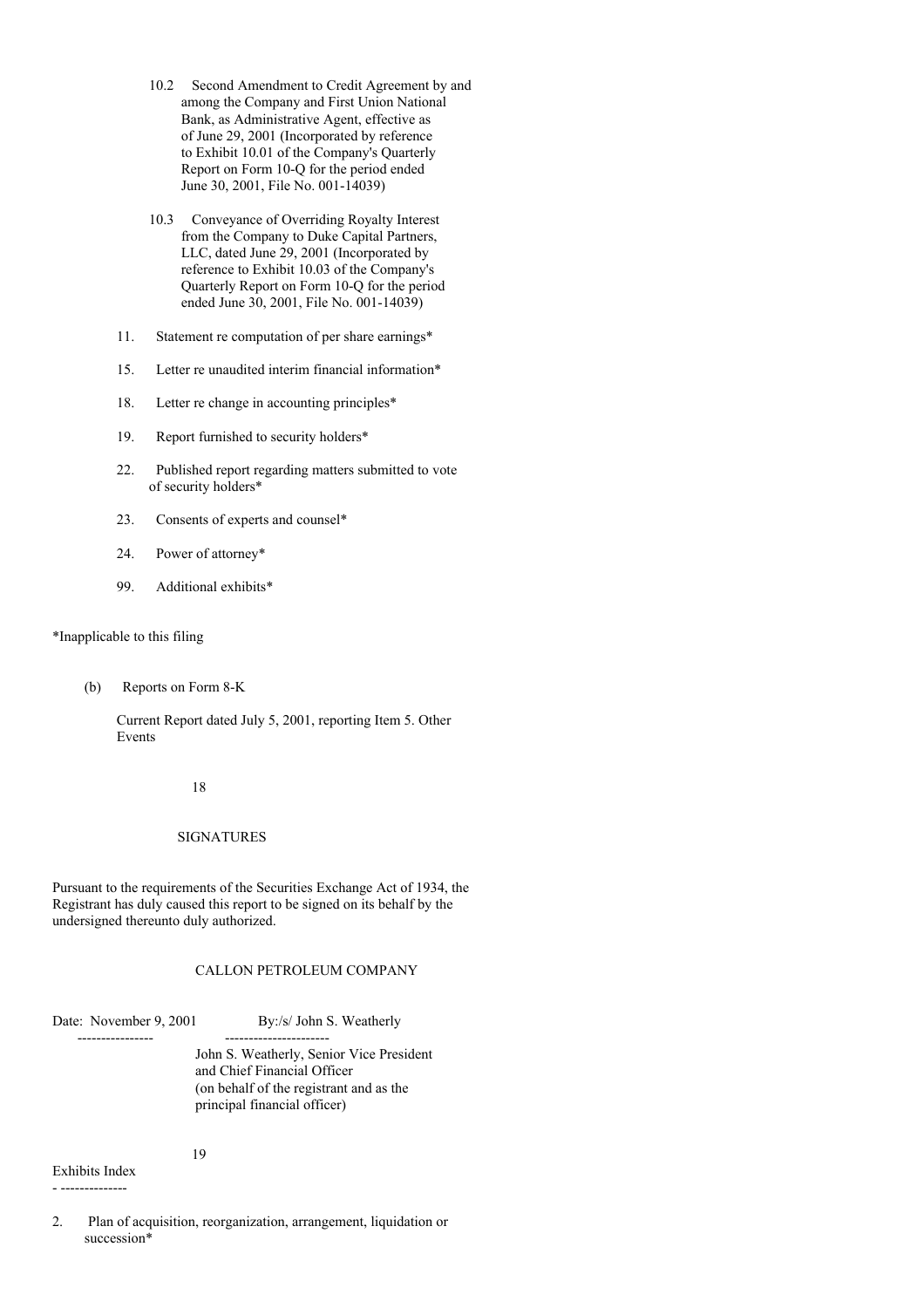10.2 Second Amendment to Credit Agreement by and among the Company and First Union National Bank, as Administrative Agent, effective as of June 29, 2001 (Incorporated by reference to Exhibit 10.01 of the Company's Quarterly Report on Form 10-Q for the period ended June 30, 2001, File No. 001-14039)

10.3 Conveyance of Overriding Royalty Interest from the Company to Duke Capital Partners, LLC, dated June 29, 2001 (Incorporated by reference to Exhibit 10.03 of the Company's Quarterly Report on Form 10-Q for the period ended June 30, 2001, File No. 001-14039)

11. Statement re computation of per share earnings*

15. Letter re unaudited interim financial information*

18. Letter re change in accounting principles*

19. Report furnished to security holders*

22. Published report regarding matters submitted to vote of security holders*

23. Consents of experts and counsel*

24. Power of attorney*

99. Additional exhibits*

*Inapplicable to this filing

(b) Reports on Form 8-K

Current Report dated July 5, 2001, reporting Item 5. Other Events

SIGNATURES

Pursuant to the requirements of the Securities Exchange Act of 1934, the Registrant has duly caused this report to be signed on its behalf by the undersigned thereunto duly authorized.

CALLON PETROLEUM COMPANY

Date: November 9, 2001 By:/s/ John S. Weatherly

John S. Weatherly, Senior Vice President and Chief Financial Officer (on behalf of the registrant and as the principal financial officer)

Exhibits Index

2. Plan of acquisition, reorganization, arrangement, liquidation or succession*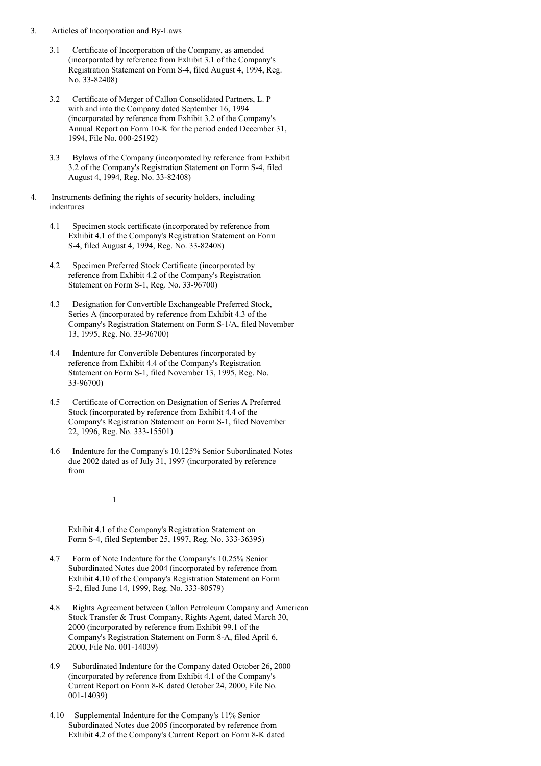3. Articles of Incorporation and By-Laws

   3.1 Certificate of Incorporation of the Company, as amended (incorporated by reference from Exhibit 3.1 of the Company's Registration Statement on Form S-4, filed August 4, 1994, Reg. No. 33-82408)

   3.2 Certificate of Merger of Callon Consolidated Partners, L. P with and into the Company dated September 16, 1994 (incorporated by reference from Exhibit 3.2 of the Company's Annual Report on Form 10-K for the period ended December 31, 1994, File No. 000-25192)

   3.3 Bylaws of the Company (incorporated by reference from Exhibit 3.2 of the Company's Registration Statement on Form S-4, filed August 4, 1994, Reg. No. 33-82408)

4. Instruments defining the rights of security holders, including indentures

   4.1 Specimen stock certificate (incorporated by reference from Exhibit 4.1 of the Company's Registration Statement on Form S-4, filed August 4, 1994, Reg. No. 33-82408)

   4.2 Specimen Preferred Stock Certificate (incorporated by reference from Exhibit 4.2 of the Company's Registration Statement on Form S-1, Reg. No. 33-96700)

   4.3 Designation for Convertible Exchangeable Preferred Stock, Series A (incorporated by reference from Exhibit 4.3 of the Company's Registration Statement on Form S-1/A, filed November 13, 1995, Reg. No. 33-96700)

   4.4 Indenture for Convertible Debentures (incorporated by reference from Exhibit 4.4 of the Company's Registration Statement on Form S-1, filed November 13, 1995, Reg. No. 33-96700)

   4.5 Certificate of Correction on Designation of Series A Preferred Stock (incorporated by reference from Exhibit 4.4 of the Company's Registration Statement on Form S-1, filed November 22, 1996, Reg. No. 333-15501)

   4.6 Indenture for the Company's 10.125% Senior Subordinated Notes due 2002 dated as of July 31, 1997 (incorporated by reference from Exhibit 4.1 of the Company's Registration Statement on Form S-4, filed September 25, 1997, Reg. No. 333-36395)

   4.7 Form of Note Indenture for the Company's 10.25% Senior Subordinated Notes due 2004 (incorporated by reference from Exhibit 4.10 of the Company's Registration Statement on Form S-2, filed June 14, 1999, Reg. No. 333-80579)

   4.8 Rights Agreement between Callon Petroleum Company and American Stock Transfer & Trust Company, Rights Agent, dated March 30, 2000 (incorporated by reference from Exhibit 99.1 of the Company's Registration Statement on Form 8-A, filed April 6, 2000, File No. 001-14039)

   4.9 Subordinated Indenture for the Company dated October 26, 2000 (incorporated by reference from Exhibit 4.1 of the Company's Current Report on Form 8-K dated October 24, 2000, File No. 001-14039)

   4.10 Supplemental Indenture for the Company's 11% Senior Subordinated Notes due 2005 (incorporated by reference from Exhibit 4.2 of the Company's Current Report on Form 8-K dated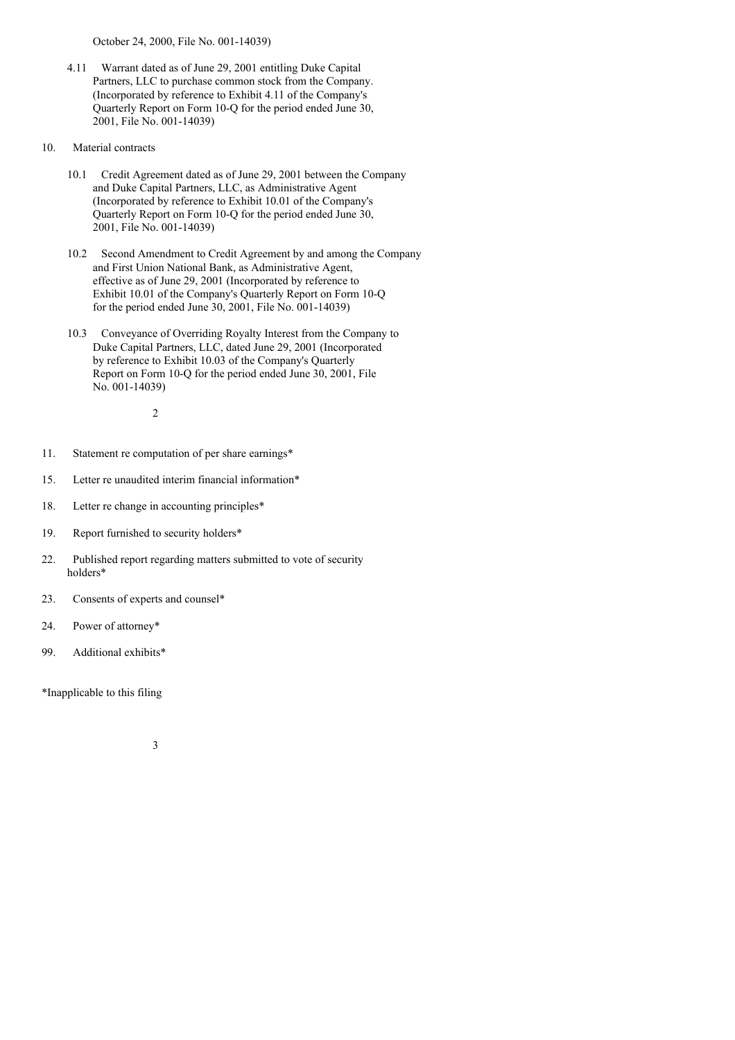October 24, 2000, File No. 001-14039)

- 4.11 Warrant dated as of June 29, 2001 entitling Duke Capital Partners, LLC to purchase common stock from the Company. (Incorporated by reference to Exhibit 4.11 of the Company's Quarterly Report on Form 10-Q for the period ended June 30, 2001, File No. 001-14039)

10. Material contracts

- 10.1 Credit Agreement dated as of June 29, 2001 between the Company and Duke Capital Partners, LLC, as Administrative Agent (Incorporated by reference to Exhibit 10.01 of the Company's Quarterly Report on Form 10-Q for the period ended June 30, 2001, File No. 001-14039)

- 10.2 Second Amendment to Credit Agreement by and among the Company and First Union National Bank, as Administrative Agent, effective as of June 29, 2001 (Incorporated by reference to Exhibit 10.01 of the Company's Quarterly Report on Form 10-Q for the period ended June 30, 2001, File No. 001-14039)

- 10.3 Conveyance of Overriding Royalty Interest from the Company to Duke Capital Partners, LLC, dated June 29, 2001 (Incorporated by reference to Exhibit 10.03 of the Company's Quarterly Report on Form 10-Q for the period ended June 30, 2001, File No. 001-14039)

11. Statement re computation of per share earnings*

15. Letter re unaudited interim financial information*

18. Letter re change in accounting principles*

19. Report furnished to security holders*

22. Published report regarding matters submitted to vote of security holders*

23. Consents of experts and counsel*

24. Power of attorney*

99. Additional exhibits*

*Inapplicable to this filing